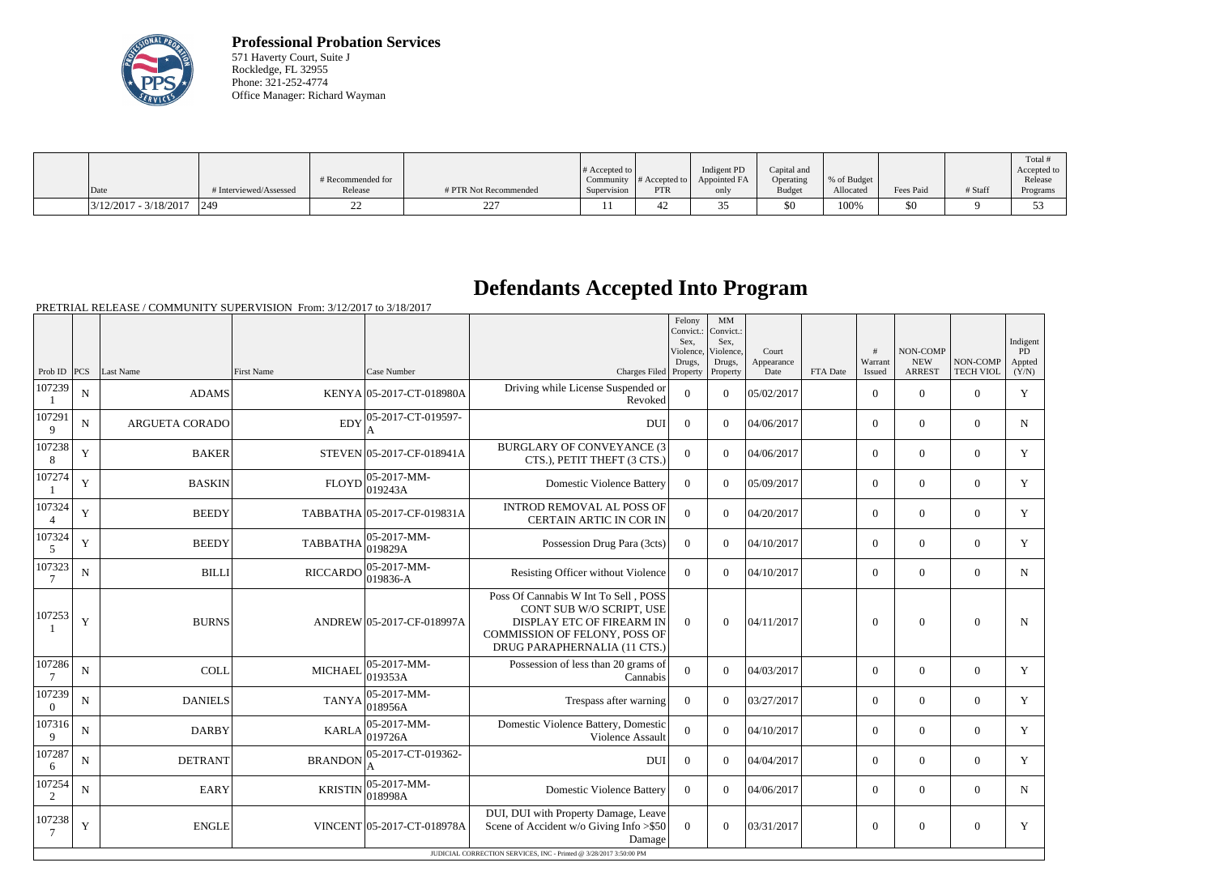**Professional Probation Services**
571 Haverty Court, Suite J
Rockledge, FL 32955
Phone: 321-252-4774
Office Manager: Richard Wayman

| Date | # Interviewed/Assessed | # Recommended for Release | # PTR Not Recommended | # Accepted to Community Supervision | # Accepted to PTR | Indigent PD Appointed FA only | Capital and Operating Budget | % of Budget Allocated | Fees Paid | # Staff | Total # Accepted to Release Programs |
|---|---|---|---|---|---|---|---|---|---|---|---|
| 3/12/2017 - 3/18/2017 | 249 | 22 | 227 | 11 | 42 | 35 | $0 | 100% | $0 | 9 | 53 |

# Defendants Accepted Into Program

PRETRIAL RELEASE / COMMUNITY SUPERVISION From: 3/12/2017 to 3/18/2017

| Prob ID | PCS | Last Name | First Name | Case Number | Charges Filed | Felony Convict.: Sex, Violence, Drugs, Property | MM Convict.: Sex, Violence, Drugs, Property | Court Appearance Date | FTA Date | # Warrant Issued | NON-COMP NEW ARREST | NON-COMP TECH VIOL | Indigent PD Appted (Y/N) |
|---|---|---|---|---|---|---|---|---|---|---|---|---|---|
| 1072391 | N | ADAMS | KENYA | 05-2017-CT-018980A | Driving while License Suspended or Revoked | 0 | 0 | 05/02/2017 | | 0 | 0 | 0 | Y |
| 1072919 | N | ARGUETA CORADO | EDY | 05-2017-CT-019597-A | DUI | 0 | 0 | 04/06/2017 | | 0 | 0 | 0 | N |
| 1072388 | Y | BAKER | STEVEN | 05-2017-CF-018941A | BURGLARY OF CONVEYANCE (3 CTS.), PETIT THEFT (3 CTS.) | 0 | 0 | 04/06/2017 | | 0 | 0 | 0 | Y |
| 1072741 | Y | BASKIN | FLOYD | 05-2017-MM-019243A | Domestic Violence Battery | 0 | 0 | 05/09/2017 | | 0 | 0 | 0 | Y |
| 1073244 | Y | BEEDY | TABBATHA | 05-2017-CF-019831A | INTROD REMOVAL AL POSS OF CERTAIN ARTIC IN COR IN | 0 | 0 | 04/20/2017 | | 0 | 0 | 0 | Y |
| 1073245 | Y | BEEDY | TABBATHA | 05-2017-MM-019829A | Possession Drug Para (3cts) | 0 | 0 | 04/10/2017 | | 0 | 0 | 0 | Y |
| 1073237 | N | BILLI | RICCARDO | 05-2017-MM-019836-A | Resisting Officer without Violence | 0 | 0 | 04/10/2017 | | 0 | 0 | 0 | N |
| 1072531 | Y | BURNS | ANDREW | 05-2017-CF-018997A | Poss Of Cannabis W Int To Sell , POSS CONT SUB W/O SCRIPT, USE DISPLAY ETC OF FIREARM IN COMMISSION OF FELONY, POSS OF DRUG PARAPHERNALIA (11 CTS.) | 0 | 0 | 04/11/2017 | | 0 | 0 | 0 | N |
| 1072867 | N | COLL | MICHAEL | 05-2017-MM-019353A | Possession of less than 20 grams of Cannabis | 0 | 0 | 04/03/2017 | | 0 | 0 | 0 | Y |
| 1072390 | N | DANIELS | TANYA | 05-2017-MM-018956A | Trespass after warning | 0 | 0 | 03/27/2017 | | 0 | 0 | 0 | Y |
| 1073169 | N | DARBY | KARLA | 05-2017-MM-019726A | Domestic Violence Battery, Domestic Violence Assault | 0 | 0 | 04/10/2017 | | 0 | 0 | 0 | Y |
| 1072876 | N | DETRANT | BRANDON | 05-2017-CT-019362-A | DUI | 0 | 0 | 04/04/2017 | | 0 | 0 | 0 | Y |
| 1072542 | N | EARY | KRISTIN | 05-2017-MM-018998A | Domestic Violence Battery | 0 | 0 | 04/06/2017 | | 0 | 0 | 0 | N |
| 1072387 | Y | ENGLE | VINCENT | 05-2017-CT-018978A | DUI, DUI with Property Damage, Leave Scene of Accident w/o Giving Info >$50 Damage | 0 | 0 | 03/31/2017 | | 0 | 0 | 0 | Y |

JUDICIAL CORRECTION SERVICES, INC - Printed @ 3/28/2017 3:50:00 PM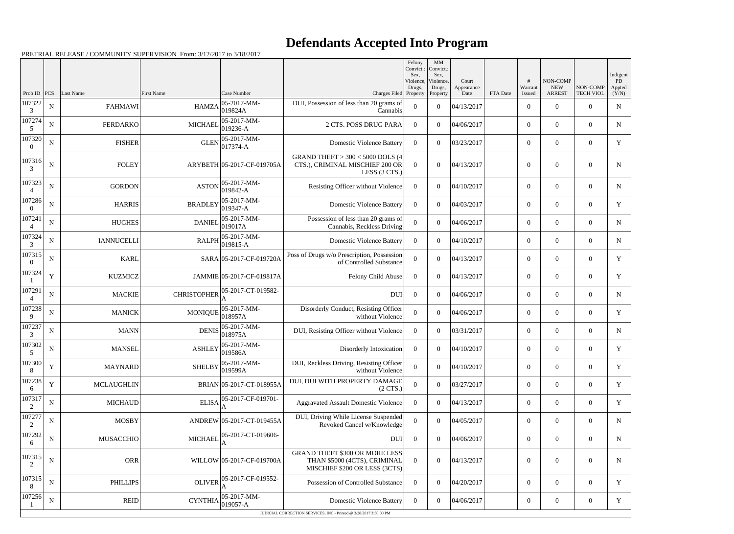# Defendants Accepted Into Program

PRETRIAL RELEASE / COMMUNITY SUPERVISION From: 3/12/2017 to 3/18/2017

| Prob ID | PCS | Last Name | First Name | Case Number | Charges Filed | Felony Convict.: Sex, Violence, Drugs, Property | MM Convict.: Sex, Violence, Drugs, Property | Court Appearance Date | FTA Date | # Warrant Issued | NON-COMP NEW ARREST | NON-COMP TECH VIOL | Indigent PD Appted (Y/N) |
|---|---|---|---|---|---|---|---|---|---|---|---|---|---|
| 1073223 | N | FAHMAWI | HAMZA | 05-2017-MM-019824A | DUI, Possession of less than 20 grams of Cannabis | 0 | 0 | 04/13/2017 | | 0 | 0 | 0 | N |
| 1072745 | N | FERDARKO | MICHAEL | 05-2017-MM-019236-A | 2 CTS. POSS DRUG PARA | 0 | 0 | 04/06/2017 | | 0 | 0 | 0 | N |
| 1073200 | N | FISHER | GLEN | 05-2017-MM-017374-A | Domestic Violence Battery | 0 | 0 | 03/23/2017 | | 0 | 0 | 0 | Y |
| 1073163 | N | FOLEY | ARYBETH | 05-2017-CF-019705A | GRAND THEFT > 300 < 5000 DOLS (4 CTS.), CRIMINAL MISCHIEF 200 OR LESS (3 CTS.) | 0 | 0 | 04/13/2017 | | 0 | 0 | 0 | N |
| 1073234 | N | GORDON | ASTON | 05-2017-MM-019842-A | Resisting Officer without Violence | 0 | 0 | 04/10/2017 | | 0 | 0 | 0 | N |
| 1072860 | N | HARRIS | BRADLEY | 05-2017-MM-019347-A | Domestic Violence Battery | 0 | 0 | 04/03/2017 | | 0 | 0 | 0 | Y |
| 1072414 | N | HUGHES | DANIEL | 05-2017-MM-019017A | Possession of less than 20 grams of Cannabis, Reckless Driving | 0 | 0 | 04/06/2017 | | 0 | 0 | 0 | N |
| 1073243 | N | IANNUCELLI | RALPH | 05-2017-MM-019815-A | Domestic Violence Battery | 0 | 0 | 04/10/2017 | | 0 | 0 | 0 | N |
| 1073150 | N | KARL | SARA | 05-2017-CF-019720A | Poss of Drugs w/o Prescription, Possession of Controlled Substance | 0 | 0 | 04/13/2017 | | 0 | 0 | 0 | Y |
| 1073241 | Y | KUZMICZ | JAMMIE | 05-2017-CF-019817A | Felony Child Abuse | 0 | 0 | 04/13/2017 | | 0 | 0 | 0 | Y |
| 1072914 | N | MACKIE | CHRISTOPHER | 05-2017-CT-019582-A | DUI | 0 | 0 | 04/06/2017 | | 0 | 0 | 0 | N |
| 1072389 | N | MANICK | MONIQUE | 05-2017-MM-018957A | Disorderly Conduct, Resisting Officer without Violence | 0 | 0 | 04/06/2017 | | 0 | 0 | 0 | Y |
| 1072373 | N | MANN | DENIS | 05-2017-MM-018975A | DUI, Resisting Officer without Violence | 0 | 0 | 03/31/2017 | | 0 | 0 | 0 | N |
| 1073025 | N | MANSEL | ASHLEY | 05-2017-MM-019586A | Disorderly Intoxication | 0 | 0 | 04/10/2017 | | 0 | 0 | 0 | Y |
| 1073008 | Y | MAYNARD | SHELBY | 05-2017-MM-019599A | DUI, Reckless Driving, Resisting Officer without Violence | 0 | 0 | 04/10/2017 | | 0 | 0 | 0 | Y |
| 1072386 | Y | MCLAUGHLIN | BRIAN | 05-2017-CT-018955A | DUI, DUI WITH PROPERTY DAMAGE (2 CTS.) | 0 | 0 | 03/27/2017 | | 0 | 0 | 0 | Y |
| 1073172 | N | MICHAUD | ELISA | 05-2017-CF-019701-A | Aggravated Assault Domestic Violence | 0 | 0 | 04/13/2017 | | 0 | 0 | 0 | Y |
| 1072772 | N | MOSBY | ANDREW | 05-2017-CT-019455A | DUI, Driving While License Suspended Revoked Cancel w/Knowledge | 0 | 0 | 04/05/2017 | | 0 | 0 | 0 | N |
| 1072926 | N | MUSACCHIO | MICHAEL | 05-2017-CT-019606-A | DUI | 0 | 0 | 04/06/2017 | | 0 | 0 | 0 | N |
| 1073152 | N | ORR | WILLOW | 05-2017-CF-019700A | GRAND THEFT $300 OR MORE LESS THAN $5000 (4CTS), CRIMINAL MISCHIEF $200 OR LESS (3CTS) | 0 | 0 | 04/13/2017 | | 0 | 0 | 0 | N |
| 1073158 | N | PHILLIPS | OLIVER | 05-2017-CF-019552-A | Possession of Controlled Substance | 0 | 0 | 04/20/2017 | | 0 | 0 | 0 | Y |
| 1072561 | N | REID | CYNTHIA | 05-2017-MM-019057-A | Domestic Violence Battery | 0 | 0 | 04/06/2017 | | 0 | 0 | 0 | Y |

JUDICIAL CORRECTION SERVICES, INC - Printed @ 3/28/2017 3:50:00 PM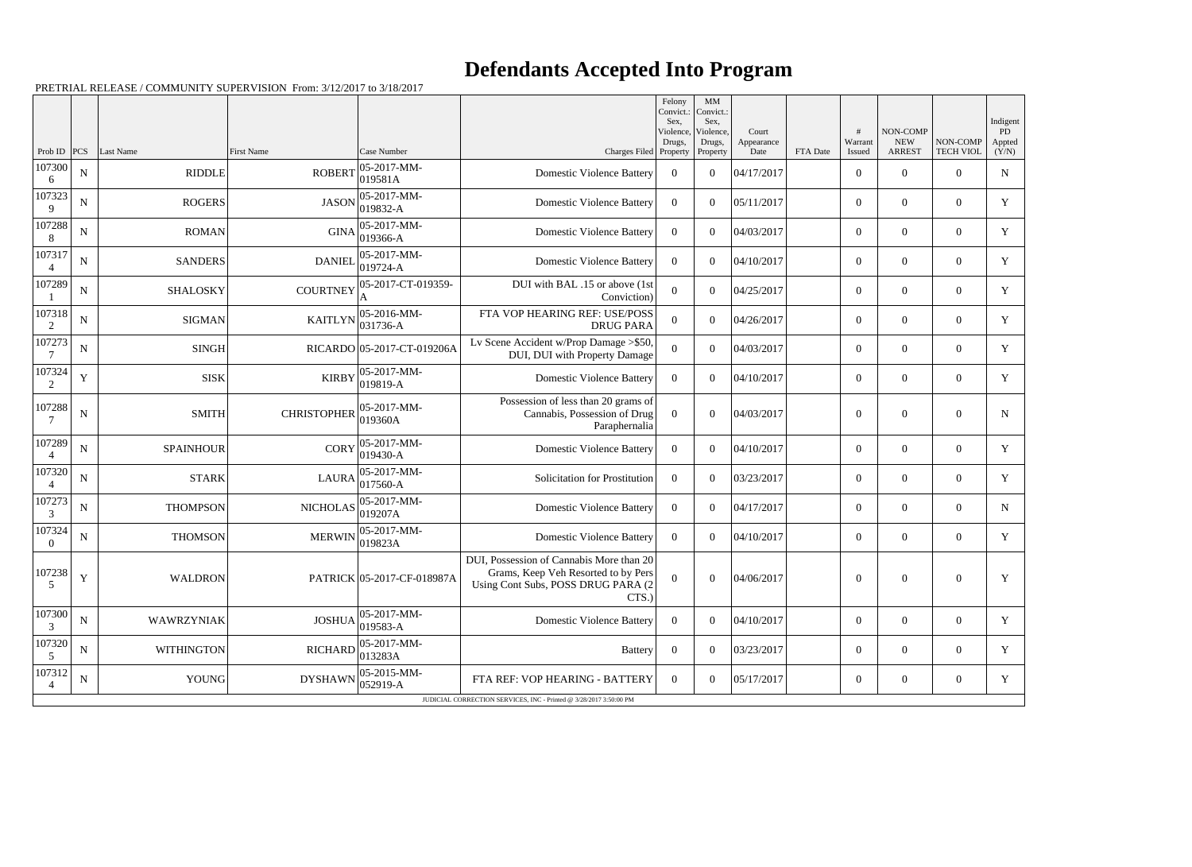# Defendants Accepted Into Program

PRETRIAL RELEASE / COMMUNITY SUPERVISION From: 3/12/2017 to 3/18/2017

| Prob ID | PCS | Last Name | First Name | Case Number | Charges Filed | Felony Convict.: Sex, Violence, Drugs, Property | MM Convict.: Sex, Violence, Drugs, Property | Court Appearance Date | FTA Date | # Warrant Issued | NON-COMP NEW ARREST | NON-COMP TECH VIOL | Indigent PD Appted (Y/N) |
|---|---|---|---|---|---|---|---|---|---|---|---|---|---|
| 1073006 | N | RIDDLE | ROBERT | 05-2017-MM-019581A | Domestic Violence Battery | 0 | 0 | 04/17/2017 | | 0 | 0 | 0 | N |
| 1073239 | N | ROGERS | JASON | 05-2017-MM-019832-A | Domestic Violence Battery | 0 | 0 | 05/11/2017 | | 0 | 0 | 0 | Y |
| 1072888 | N | ROMAN | GINA | 05-2017-MM-019366-A | Domestic Violence Battery | 0 | 0 | 04/03/2017 | | 0 | 0 | 0 | Y |
| 1073174 | N | SANDERS | DANIEL | 05-2017-MM-019724-A | Domestic Violence Battery | 0 | 0 | 04/10/2017 | | 0 | 0 | 0 | Y |
| 1072891 | N | SHALOSKY | COURTNEY | 05-2017-CT-019359-A | DUI with BAL .15 or above (1st Conviction) | 0 | 0 | 04/25/2017 | | 0 | 0 | 0 | Y |
| 1073182 | N | SIGMAN | KAITLYN | 05-2016-MM-031736-A | FTA VOP HEARING REF: USE/POSS DRUG PARA | 0 | 0 | 04/26/2017 | | 0 | 0 | 0 | Y |
| 1072737 | N | SINGH | RICARDO | 05-2017-CT-019206A | Lv Scene Accident w/Prop Damage >$50, DUI, DUI with Property Damage | 0 | 0 | 04/03/2017 | | 0 | 0 | 0 | Y |
| 1073242 | Y | SISK | KIRBY | 05-2017-MM-019819-A | Domestic Violence Battery | 0 | 0 | 04/10/2017 | | 0 | 0 | 0 | Y |
| 1072887 | N | SMITH | CHRISTOPHER | 05-2017-MM-019360A | Possession of less than 20 grams of Cannabis, Possession of Drug Paraphernalia | 0 | 0 | 04/03/2017 | | 0 | 0 | 0 | N |
| 1072894 | N | SPAINHOUR | CORY | 05-2017-MM-019430-A | Domestic Violence Battery | 0 | 0 | 04/10/2017 | | 0 | 0 | 0 | Y |
| 1073204 | N | STARK | LAURA | 05-2017-MM-017560-A | Solicitation for Prostitution | 0 | 0 | 03/23/2017 | | 0 | 0 | 0 | Y |
| 1072733 | N | THOMPSON | NICHOLAS | 05-2017-MM-019207A | Domestic Violence Battery | 0 | 0 | 04/17/2017 | | 0 | 0 | 0 | N |
| 1073240 | N | THOMSON | MERWIN | 05-2017-MM-019823A | Domestic Violence Battery | 0 | 0 | 04/10/2017 | | 0 | 0 | 0 | Y |
| 1072385 | Y | WALDRON | PATRICK | 05-2017-CF-018987A | DUI, Possession of Cannabis More than 20 Grams, Keep Veh Resorted to by Pers Using Cont Subs, POSS DRUG PARA (2 CTS.) | 0 | 0 | 04/06/2017 | | 0 | 0 | 0 | Y |
| 1073003 | N | WAWRZYNIAK | JOSHUA | 05-2017-MM-019583-A | Domestic Violence Battery | 0 | 0 | 04/10/2017 | | 0 | 0 | 0 | Y |
| 1073205 | N | WITHINGTON | RICHARD | 05-2017-MM-013283A | Battery | 0 | 0 | 03/23/2017 | | 0 | 0 | 0 | Y |
| 1073124 | N | YOUNG | DYSHAWN | 05-2015-MM-052919-A | FTA REF: VOP HEARING - BATTERY | 0 | 0 | 05/17/2017 | | 0 | 0 | 0 | Y |

JUDICIAL CORRECTION SERVICES, INC - Printed @ 3/28/2017 3:50:00 PM